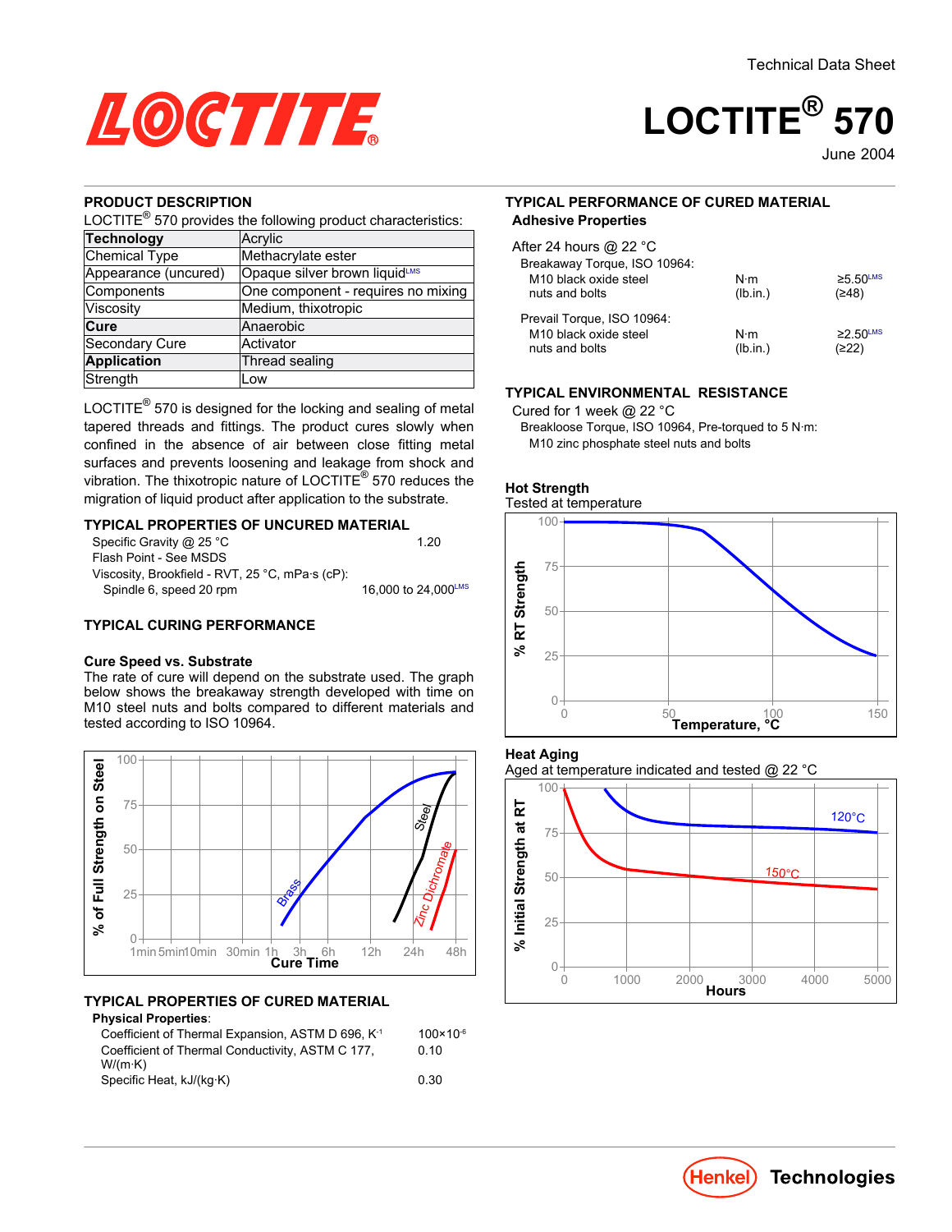Technical Data Sheet

# LOCTITE® 570

June 2004

## PRODUCT DESCRIPTION

LOCTITE® 570 provides the following product characteristics:

| **Technology** | Acrylic |
|---|---|
| Chemical Type | Methacrylate ester |
| Appearance (uncured) | Opaque silver brown liquid[LMS] |
| Components | One component - requires no mixing |
| Viscosity | Medium, thixotropic |
| **Cure** | Anaerobic |
| Secondary Cure | Activator |
| **Application** | Thread sealing |
| Strength | Low |

LOCTITE® 570 is designed for the locking and sealing of metal tapered threads and fittings. The product cures slowly when confined in the absence of air between close fitting metal surfaces and prevents loosening and leakage from shock and vibration. The thixotropic nature of LOCTITE® 570 reduces the migration of liquid product after application to the substrate.

## TYPICAL PROPERTIES OF UNCURED MATERIAL

Specific Gravity @ 25 °C 1.20

Flash Point - See MSDS

Viscosity, Brookfield - RVT, 25 °C, mPa·s (cP):
Spindle 6, speed 20 rpm 16,000 to 24,000[LMS]

## TYPICAL CURING PERFORMANCE

### Cure Speed vs. Substrate

The rate of cure will depend on the substrate used. The graph below shows the breakaway strength developed with time on M10 steel nuts and bolts compared to different materials and tested according to ISO 10964.

## TYPICAL PROPERTIES OF CURED MATERIAL

**Physical Properties**:

Coefficient of Thermal Expansion, ASTM D 696, $K^{-1}$ $100\times10^{-6}$

Coefficient of Thermal Conductivity, ASTM C 177, W/(m·K) 0.10

Specific Heat, kJ/(kg·K) 0.30

## TYPICAL PERFORMANCE OF CURED MATERIAL

**Adhesive Properties**

After 24 hours @ 22 °C

Breakaway Torque, ISO 10964:
M10 black oxide steel nuts and bolts N·m (lb.in.) ≥5.50[LMS] (≥48)

Prevail Torque, ISO 10964:
M10 black oxide steel nuts and bolts N·m (lb.in.) ≥2.50[LMS] (≥22)

## TYPICAL ENVIRONMENTAL RESISTANCE

Cured for 1 week @ 22 °C

Breakloose Torque, ISO 10964, Pre-torqued to 5 N·m:
M10 zinc phosphate steel nuts and bolts

### Hot Strength

Tested at temperature

### Heat Aging

Aged at temperature indicated and tested @ 22 °C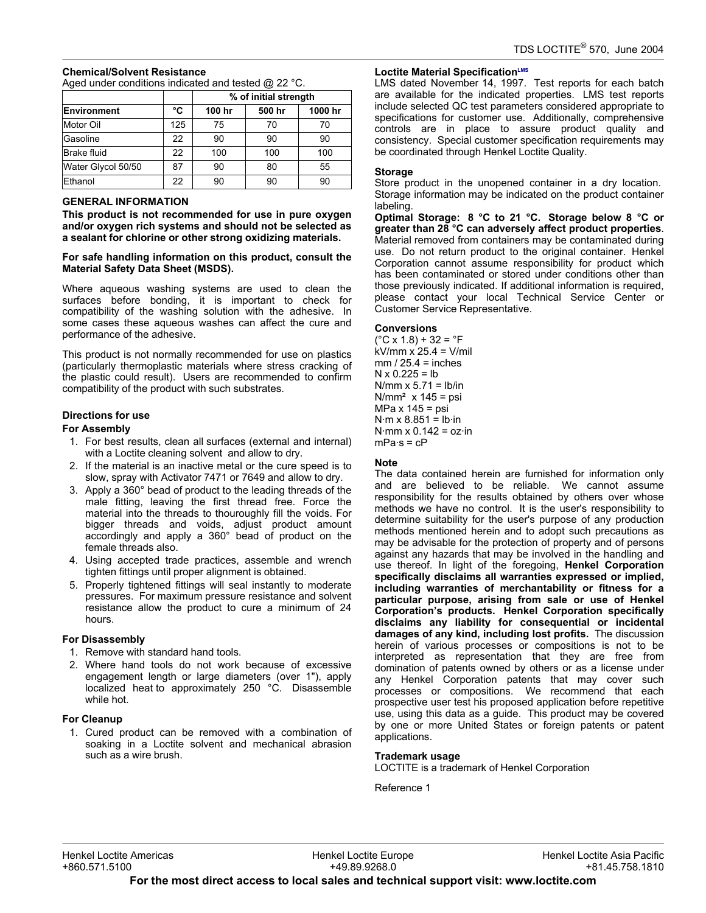### Chemical/Solvent Resistance

Aged under conditions indicated and tested @ 22 °C.

| | | % of initial strength | | |
|---|---|---|---|---|
| **Environment** | **°C** | **100 hr** | **500 hr** | **1000 hr** |
| Motor Oil | 125 | 75 | 70 | 70 |
| Gasoline | 22 | 90 | 90 | 90 |
| Brake fluid | 22 | 100 | 100 | 100 |
| Water Glycol 50/50 | 87 | 90 | 80 | 55 |
| Ethanol | 22 | 90 | 90 | 90 |

## GENERAL INFORMATION

**This product is not recommended for use in pure oxygen and/or oxygen rich systems and should not be selected as a sealant for chlorine or other strong oxidizing materials.**

**For safe handling information on this product, consult the Material Safety Data Sheet (MSDS).**

Where aqueous washing systems are used to clean the surfaces before bonding, it is important to check for compatibility of the washing solution with the adhesive. In some cases these aqueous washes can affect the cure and performance of the adhesive.

This product is not normally recommended for use on plastics (particularly thermoplastic materials where stress cracking of the plastic could result). Users are recommended to confirm compatibility of the product with such substrates.

### Directions for use

**For Assembly**

1. For best results, clean all surfaces (external and internal) with a Loctite cleaning solvent and allow to dry.
2. If the material is an inactive metal or the cure speed is to slow, spray with Activator 7471 or 7649 and allow to dry.
3. Apply a 360° bead of product to the leading threads of the male fitting, leaving the first thread free. Force the material into the threads to thouroughly fill the voids. For bigger threads and voids, adjust product amount accordingly and apply a 360° bead of product on the female threads also.
4. Using accepted trade practices, assemble and wrench tighten fittings until proper alignment is obtained.
5. Properly tightened fittings will seal instantly to moderate pressures. For maximum pressure resistance and solvent resistance allow the product to cure a minimum of 24 hours.

**For Disassembly**

1. Remove with standard hand tools.
2. Where hand tools do not work because of excessive engagement length or large diameters (over 1"), apply localized heat to approximately 250 °C. Disassemble while hot.

**For Cleanup**

1. Cured product can be removed with a combination of soaking in a Loctite solvent and mechanical abrasion such as a wire brush.

### Loctite Material Specification[LMS]

LMS dated November 14, 1997. Test reports for each batch are available for the indicated properties. LMS test reports include selected QC test parameters considered appropriate to specifications for customer use. Additionally, comprehensive controls are in place to assure product quality and consistency. Special customer specification requirements may be coordinated through Henkel Loctite Quality.

### Storage

Store product in the unopened container in a dry location. Storage information may be indicated on the product container labeling.

**Optimal Storage: 8 °C to 21 °C. Storage below 8 °C or greater than 28 °C can adversely affect product properties**. Material removed from containers may be contaminated during use. Do not return product to the original container. Henkel Corporation cannot assume responsibility for product which has been contaminated or stored under conditions other than those previously indicated. If additional information is required, please contact your local Technical Service Center or Customer Service Representative.

### Conversions

(°C x 1.8) + 32 = °F
kV/mm x 25.4 = V/mil
mm / 25.4 = inches
N x 0.225 = lb
N/mm x 5.71 = lb/in
N/mm² x 145 = psi
MPa x 145 = psi
N·m x 8.851 = lb·in
N·mm x 0.142 = oz·in
mPa·s = cP

### Note

The data contained herein are furnished for information only and are believed to be reliable. We cannot assume responsibility for the results obtained by others over whose methods we have no control. It is the user's responsibility to determine suitability for the user's purpose of any production methods mentioned herein and to adopt such precautions as may be advisable for the protection of property and of persons against any hazards that may be involved in the handling and use thereof. In light of the foregoing, **Henkel Corporation specifically disclaims all warranties expressed or implied, including warranties of merchantability or fitness for a particular purpose, arising from sale or use of Henkel Corporation's products. Henkel Corporation specifically disclaims any liability for consequential or incidental damages of any kind, including lost profits.** The discussion herein of various processes or compositions is not to be interpreted as representation that they are free from domination of patents owned by others or as a license under any Henkel Corporation patents that may cover such processes or compositions. We recommend that each prospective user test his proposed application before repetitive use, using this data as a guide. This product may be covered by one or more United States or foreign patents or patent applications.

### Trademark usage

LOCTITE is a trademark of Henkel Corporation

Reference 1

Henkel Loctite Americas +860.571.5100 | Henkel Loctite Europe +49.89.9268.0 | Henkel Loctite Asia Pacific +81.45.758.1810

**For the most direct access to local sales and technical support visit: www.loctite.com**